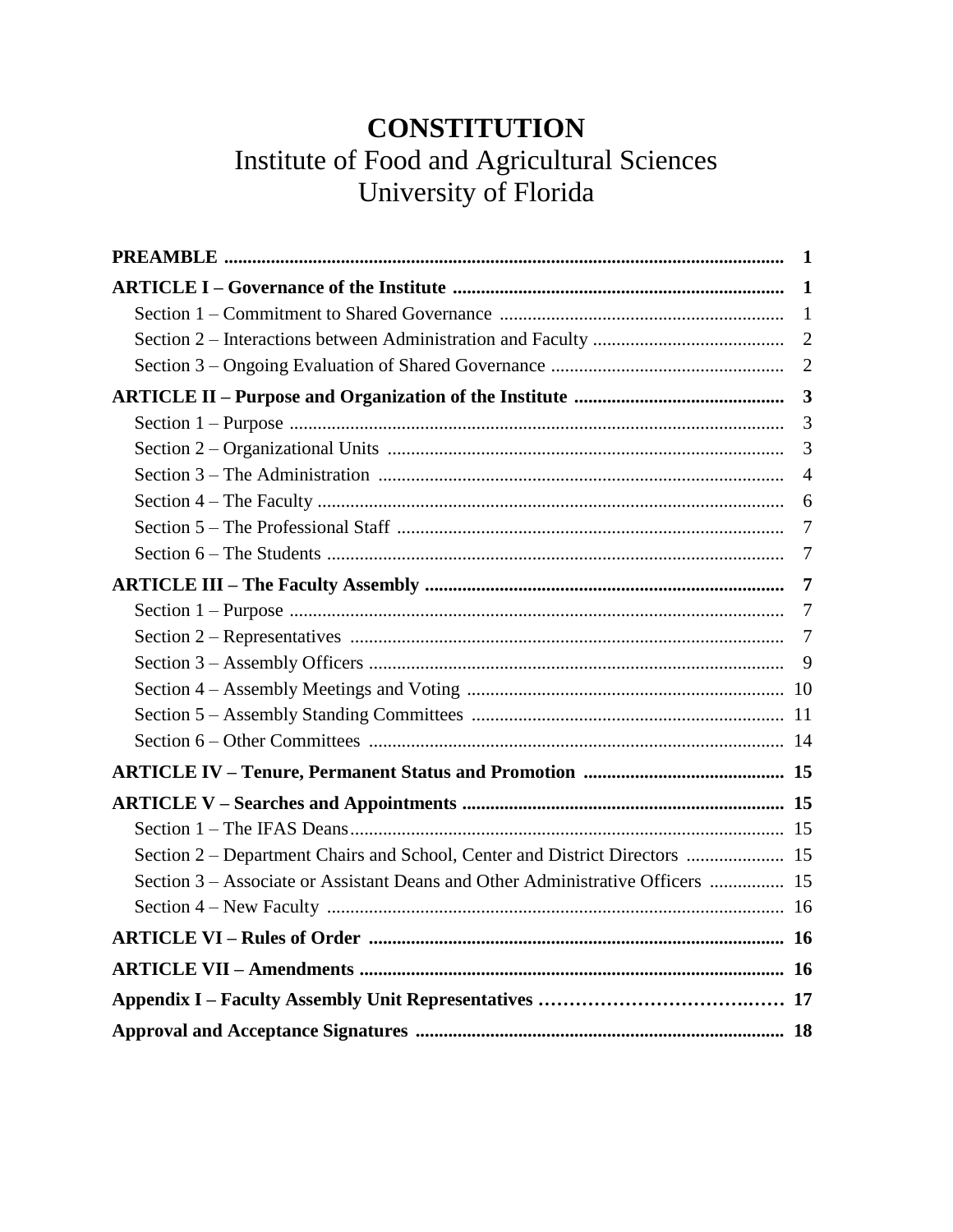# CONSTITUTION

## Institute of Food and Agricultural Sciences
## University of Florida

| | |
|---|---|
| **PREAMBLE** | **1** |
| **ARTICLE I – Governance of the Institute** | **1** |
| Section 1 – Commitment to Shared Governance | 1 |
| Section 2 – Interactions between Administration and Faculty | 2 |
| Section 3 – Ongoing Evaluation of Shared Governance | 2 |
| **ARTICLE II – Purpose and Organization of the Institute** | **3** |
| Section 1 – Purpose | 3 |
| Section 2 – Organizational Units | 3 |
| Section 3 – The Administration | 4 |
| Section 4 – The Faculty | 6 |
| Section 5 – The Professional Staff | 7 |
| Section 6 – The Students | 7 |
| **ARTICLE III – The Faculty Assembly** | **7** |
| Section 1 – Purpose | 7 |
| Section 2 – Representatives | 7 |
| Section 3 – Assembly Officers | 9 |
| Section 4 – Assembly Meetings and Voting | 10 |
| Section 5 – Assembly Standing Committees | 11 |
| Section 6 – Other Committees | 14 |
| **ARTICLE IV – Tenure, Permanent Status and Promotion** | **15** |
| **ARTICLE V – Searches and Appointments** | **15** |
| Section 1 – The IFAS Deans | 15 |
| Section 2 – Department Chairs and School, Center and District Directors | 15 |
| Section 3 – Associate or Assistant Deans and Other Administrative Officers | 15 |
| Section 4 – New Faculty | 16 |
| **ARTICLE VI – Rules of Order** | **16** |
| **ARTICLE VII – Amendments** | **16** |
| **Appendix I – Faculty Assembly Unit Representatives** | **17** |
| **Approval and Acceptance Signatures** | **18** |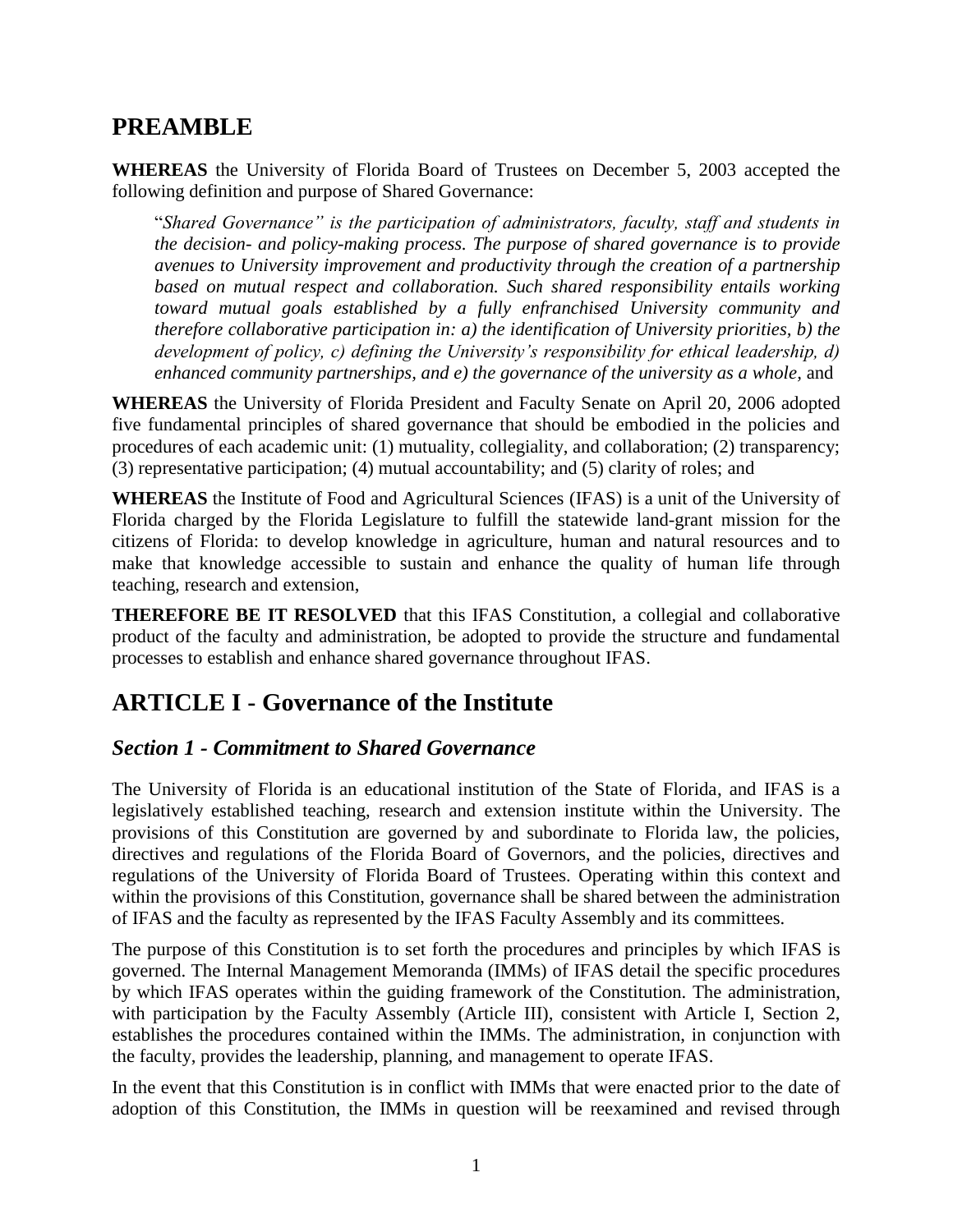# PREAMBLE

**WHEREAS** the University of Florida Board of Trustees on December 5, 2003 accepted the following definition and purpose of Shared Governance:

> "*Shared Governance" is the participation of administrators, faculty, staff and students in the decision- and policy-making process. The purpose of shared governance is to provide avenues to University improvement and productivity through the creation of a partnership based on mutual respect and collaboration. Such shared responsibility entails working toward mutual goals established by a fully enfranchised University community and therefore collaborative participation in: a) the identification of University priorities, b) the development of policy, c) defining the University's responsibility for ethical leadership, d) enhanced community partnerships, and e) the governance of the university as a whole,* and

**WHEREAS** the University of Florida President and Faculty Senate on April 20, 2006 adopted five fundamental principles of shared governance that should be embodied in the policies and procedures of each academic unit: (1) mutuality, collegiality, and collaboration; (2) transparency; (3) representative participation; (4) mutual accountability; and (5) clarity of roles; and

**WHEREAS** the Institute of Food and Agricultural Sciences (IFAS) is a unit of the University of Florida charged by the Florida Legislature to fulfill the statewide land-grant mission for the citizens of Florida: to develop knowledge in agriculture, human and natural resources and to make that knowledge accessible to sustain and enhance the quality of human life through teaching, research and extension,

**THEREFORE BE IT RESOLVED** that this IFAS Constitution, a collegial and collaborative product of the faculty and administration, be adopted to provide the structure and fundamental processes to establish and enhance shared governance throughout IFAS.

# ARTICLE I - Governance of the Institute

## *Section 1 - Commitment to Shared Governance*

The University of Florida is an educational institution of the State of Florida, and IFAS is a legislatively established teaching, research and extension institute within the University. The provisions of this Constitution are governed by and subordinate to Florida law, the policies, directives and regulations of the Florida Board of Governors, and the policies, directives and regulations of the University of Florida Board of Trustees. Operating within this context and within the provisions of this Constitution, governance shall be shared between the administration of IFAS and the faculty as represented by the IFAS Faculty Assembly and its committees.

The purpose of this Constitution is to set forth the procedures and principles by which IFAS is governed. The Internal Management Memoranda (IMMs) of IFAS detail the specific procedures by which IFAS operates within the guiding framework of the Constitution. The administration, with participation by the Faculty Assembly (Article III), consistent with Article I, Section 2, establishes the procedures contained within the IMMs. The administration, in conjunction with the faculty, provides the leadership, planning, and management to operate IFAS.

In the event that this Constitution is in conflict with IMMs that were enacted prior to the date of adoption of this Constitution, the IMMs in question will be reexamined and revised through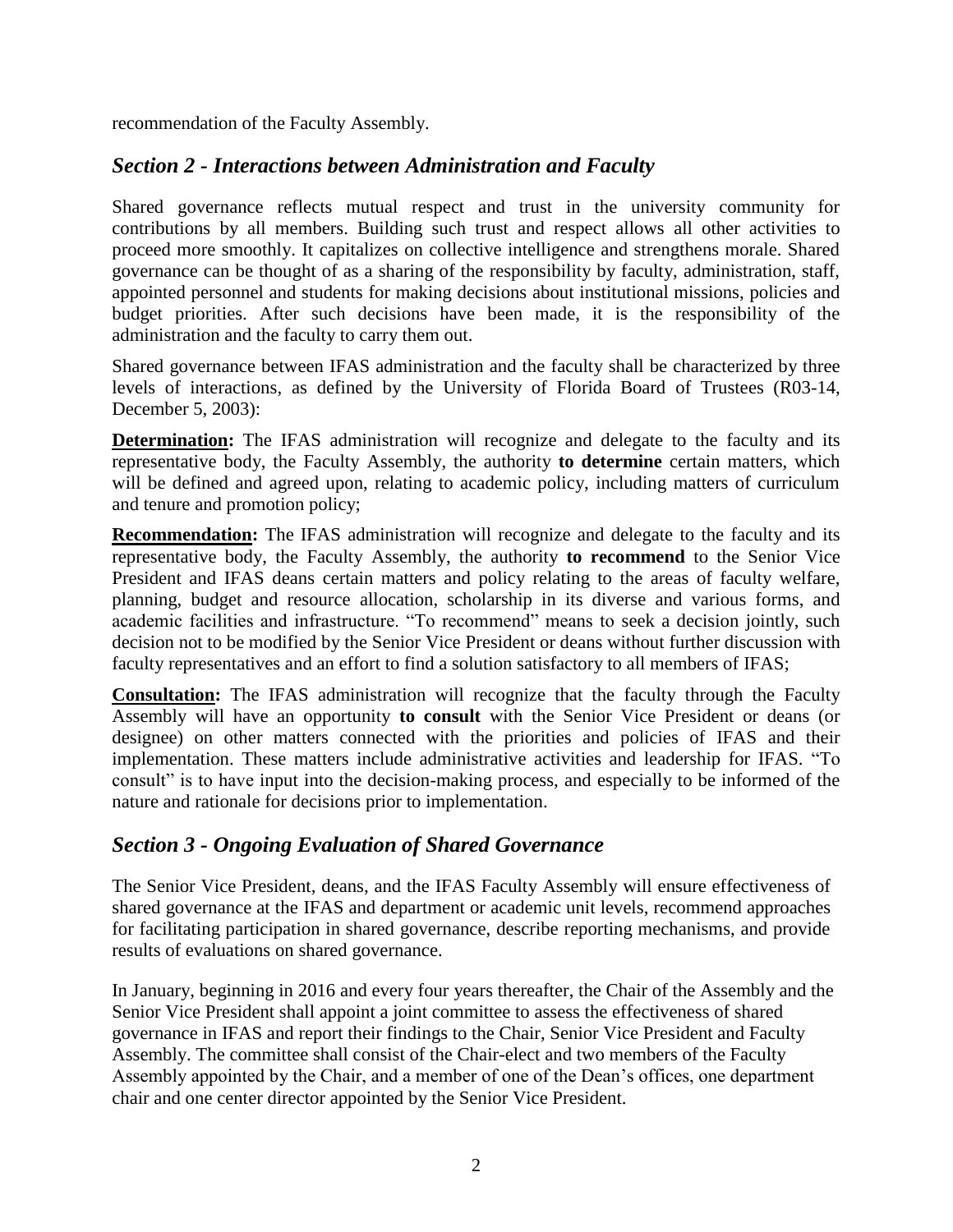recommendation of the Faculty Assembly.

## *Section 2 - Interactions between Administration and Faculty*

Shared governance reflects mutual respect and trust in the university community for contributions by all members. Building such trust and respect allows all other activities to proceed more smoothly. It capitalizes on collective intelligence and strengthens morale. Shared governance can be thought of as a sharing of the responsibility by faculty, administration, staff, appointed personnel and students for making decisions about institutional missions, policies and budget priorities. After such decisions have been made, it is the responsibility of the administration and the faculty to carry them out.

Shared governance between IFAS administration and the faculty shall be characterized by three levels of interactions, as defined by the University of Florida Board of Trustees (R03-14, December 5, 2003):

**Determination:** The IFAS administration will recognize and delegate to the faculty and its representative body, the Faculty Assembly, the authority **to determine** certain matters, which will be defined and agreed upon, relating to academic policy, including matters of curriculum and tenure and promotion policy;

**Recommendation:** The IFAS administration will recognize and delegate to the faculty and its representative body, the Faculty Assembly, the authority **to recommend** to the Senior Vice President and IFAS deans certain matters and policy relating to the areas of faculty welfare, planning, budget and resource allocation, scholarship in its diverse and various forms, and academic facilities and infrastructure. "To recommend" means to seek a decision jointly, such decision not to be modified by the Senior Vice President or deans without further discussion with faculty representatives and an effort to find a solution satisfactory to all members of IFAS;

**Consultation:** The IFAS administration will recognize that the faculty through the Faculty Assembly will have an opportunity **to consult** with the Senior Vice President or deans (or designee) on other matters connected with the priorities and policies of IFAS and their implementation. These matters include administrative activities and leadership for IFAS. "To consult" is to have input into the decision-making process, and especially to be informed of the nature and rationale for decisions prior to implementation.

## *Section 3 - Ongoing Evaluation of Shared Governance*

The Senior Vice President, deans, and the IFAS Faculty Assembly will ensure effectiveness of shared governance at the IFAS and department or academic unit levels, recommend approaches for facilitating participation in shared governance, describe reporting mechanisms, and provide results of evaluations on shared governance.

In January, beginning in 2016 and every four years thereafter, the Chair of the Assembly and the Senior Vice President shall appoint a joint committee to assess the effectiveness of shared governance in IFAS and report their findings to the Chair, Senior Vice President and Faculty Assembly. The committee shall consist of the Chair-elect and two members of the Faculty Assembly appointed by the Chair, and a member of one of the Dean's offices, one department chair and one center director appointed by the Senior Vice President.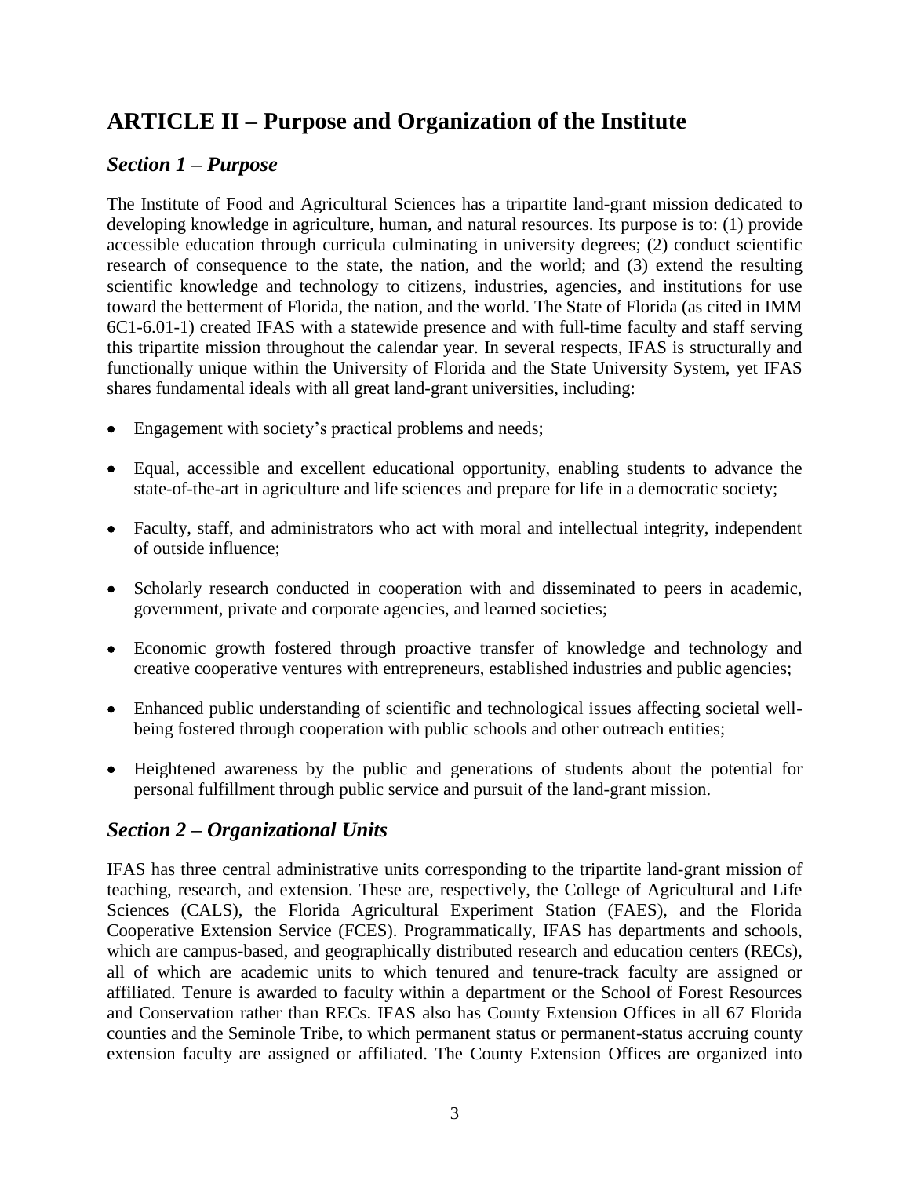# ARTICLE II – Purpose and Organization of the Institute

## *Section 1 – Purpose*

The Institute of Food and Agricultural Sciences has a tripartite land-grant mission dedicated to developing knowledge in agriculture, human, and natural resources. Its purpose is to: (1) provide accessible education through curricula culminating in university degrees; (2) conduct scientific research of consequence to the state, the nation, and the world; and (3) extend the resulting scientific knowledge and technology to citizens, industries, agencies, and institutions for use toward the betterment of Florida, the nation, and the world. The State of Florida (as cited in IMM 6C1-6.01-1) created IFAS with a statewide presence and with full-time faculty and staff serving this tripartite mission throughout the calendar year. In several respects, IFAS is structurally and functionally unique within the University of Florida and the State University System, yet IFAS shares fundamental ideals with all great land-grant universities, including:

- Engagement with society's practical problems and needs;
- Equal, accessible and excellent educational opportunity, enabling students to advance the state-of-the-art in agriculture and life sciences and prepare for life in a democratic society;
- Faculty, staff, and administrators who act with moral and intellectual integrity, independent of outside influence;
- Scholarly research conducted in cooperation with and disseminated to peers in academic, government, private and corporate agencies, and learned societies;
- Economic growth fostered through proactive transfer of knowledge and technology and creative cooperative ventures with entrepreneurs, established industries and public agencies;
- Enhanced public understanding of scientific and technological issues affecting societal well-being fostered through cooperation with public schools and other outreach entities;
- Heightened awareness by the public and generations of students about the potential for personal fulfillment through public service and pursuit of the land-grant mission.

## *Section 2 – Organizational Units*

IFAS has three central administrative units corresponding to the tripartite land-grant mission of teaching, research, and extension. These are, respectively, the College of Agricultural and Life Sciences (CALS), the Florida Agricultural Experiment Station (FAES), and the Florida Cooperative Extension Service (FCES). Programmatically, IFAS has departments and schools, which are campus-based, and geographically distributed research and education centers (RECs), all of which are academic units to which tenured and tenure-track faculty are assigned or affiliated. Tenure is awarded to faculty within a department or the School of Forest Resources and Conservation rather than RECs. IFAS also has County Extension Offices in all 67 Florida counties and the Seminole Tribe, to which permanent status or permanent-status accruing county extension faculty are assigned or affiliated. The County Extension Offices are organized into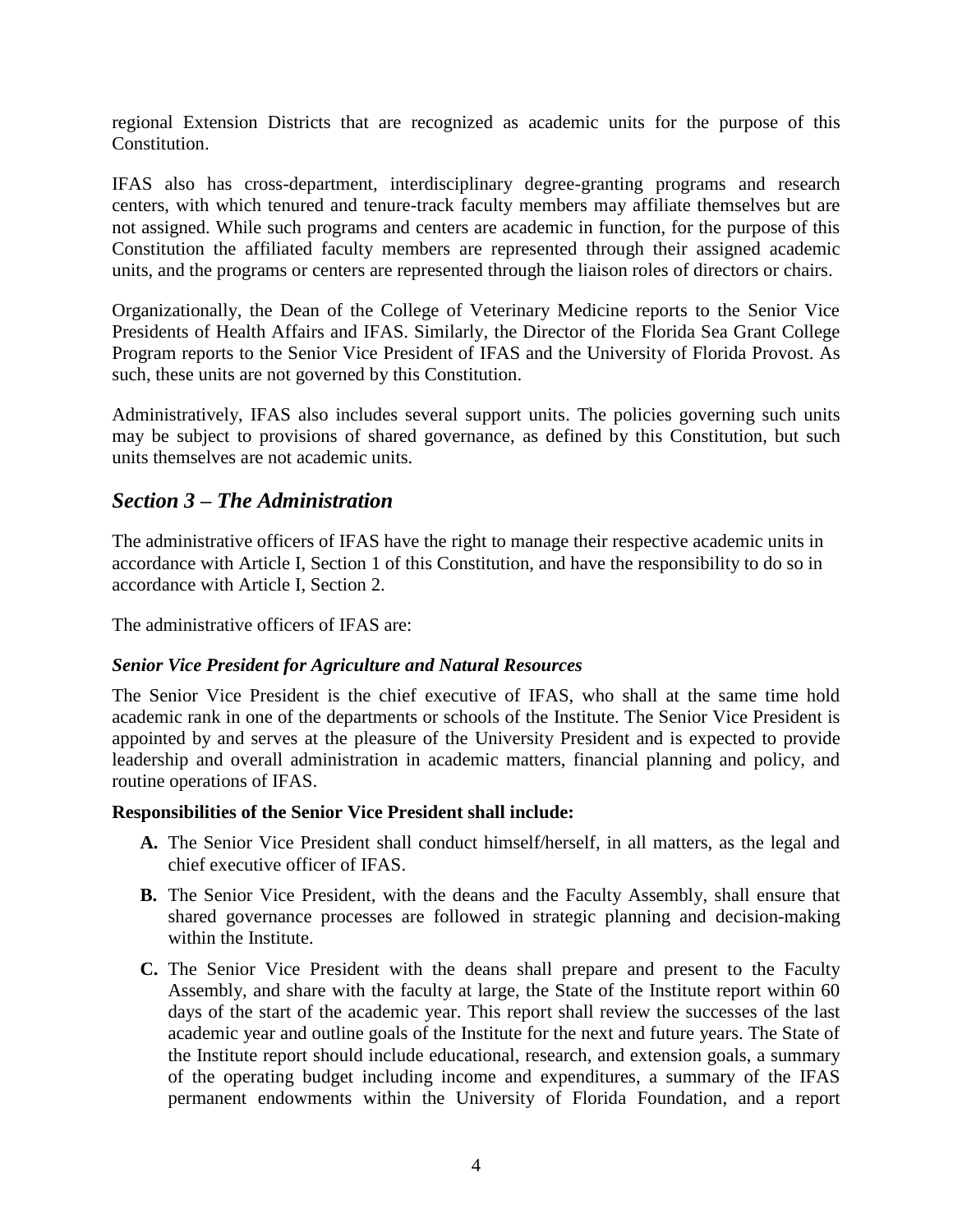regional Extension Districts that are recognized as academic units for the purpose of this Constitution.

IFAS also has cross-department, interdisciplinary degree-granting programs and research centers, with which tenured and tenure-track faculty members may affiliate themselves but are not assigned. While such programs and centers are academic in function, for the purpose of this Constitution the affiliated faculty members are represented through their assigned academic units, and the programs or centers are represented through the liaison roles of directors or chairs.

Organizationally, the Dean of the College of Veterinary Medicine reports to the Senior Vice Presidents of Health Affairs and IFAS. Similarly, the Director of the Florida Sea Grant College Program reports to the Senior Vice President of IFAS and the University of Florida Provost. As such, these units are not governed by this Constitution.

Administratively, IFAS also includes several support units. The policies governing such units may be subject to provisions of shared governance, as defined by this Constitution, but such units themselves are not academic units.

## *Section 3 – The Administration*

The administrative officers of IFAS have the right to manage their respective academic units in accordance with Article I, Section 1 of this Constitution, and have the responsibility to do so in accordance with Article I, Section 2.

The administrative officers of IFAS are:

### *Senior Vice President for Agriculture and Natural Resources*

The Senior Vice President is the chief executive of IFAS, who shall at the same time hold academic rank in one of the departments or schools of the Institute. The Senior Vice President is appointed by and serves at the pleasure of the University President and is expected to provide leadership and overall administration in academic matters, financial planning and policy, and routine operations of IFAS.

**Responsibilities of the Senior Vice President shall include:**

- **A.** The Senior Vice President shall conduct himself/herself, in all matters, as the legal and chief executive officer of IFAS.
- **B.** The Senior Vice President, with the deans and the Faculty Assembly, shall ensure that shared governance processes are followed in strategic planning and decision-making within the Institute.
- **C.** The Senior Vice President with the deans shall prepare and present to the Faculty Assembly, and share with the faculty at large, the State of the Institute report within 60 days of the start of the academic year. This report shall review the successes of the last academic year and outline goals of the Institute for the next and future years. The State of the Institute report should include educational, research, and extension goals, a summary of the operating budget including income and expenditures, a summary of the IFAS permanent endowments within the University of Florida Foundation, and a report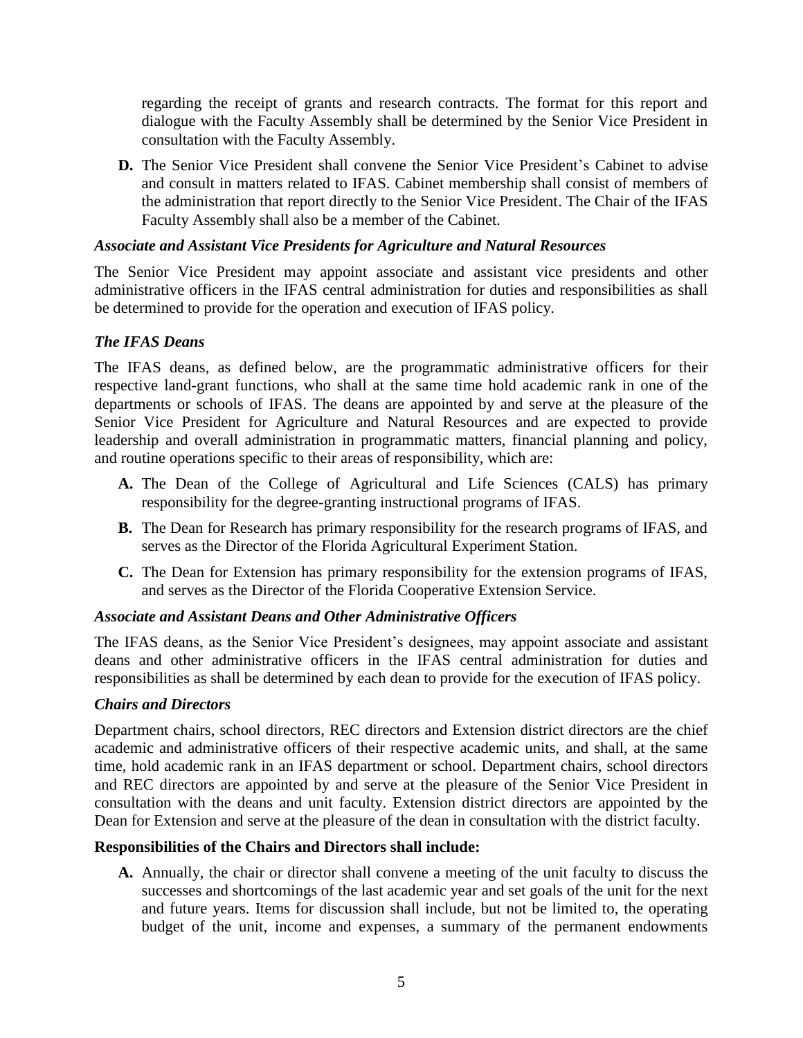regarding the receipt of grants and research contracts. The format for this report and dialogue with the Faculty Assembly shall be determined by the Senior Vice President in consultation with the Faculty Assembly.

**D.** The Senior Vice President shall convene the Senior Vice President's Cabinet to advise and consult in matters related to IFAS. Cabinet membership shall consist of members of the administration that report directly to the Senior Vice President. The Chair of the IFAS Faculty Assembly shall also be a member of the Cabinet.

### *Associate and Assistant Vice Presidents for Agriculture and Natural Resources*

The Senior Vice President may appoint associate and assistant vice presidents and other administrative officers in the IFAS central administration for duties and responsibilities as shall be determined to provide for the operation and execution of IFAS policy.

### *The IFAS Deans*

The IFAS deans, as defined below, are the programmatic administrative officers for their respective land-grant functions, who shall at the same time hold academic rank in one of the departments or schools of IFAS. The deans are appointed by and serve at the pleasure of the Senior Vice President for Agriculture and Natural Resources and are expected to provide leadership and overall administration in programmatic matters, financial planning and policy, and routine operations specific to their areas of responsibility, which are:

**A.** The Dean of the College of Agricultural and Life Sciences (CALS) has primary responsibility for the degree-granting instructional programs of IFAS.

**B.** The Dean for Research has primary responsibility for the research programs of IFAS, and serves as the Director of the Florida Agricultural Experiment Station.

**C.** The Dean for Extension has primary responsibility for the extension programs of IFAS, and serves as the Director of the Florida Cooperative Extension Service.

### *Associate and Assistant Deans and Other Administrative Officers*

The IFAS deans, as the Senior Vice President's designees, may appoint associate and assistant deans and other administrative officers in the IFAS central administration for duties and responsibilities as shall be determined by each dean to provide for the execution of IFAS policy.

### *Chairs and Directors*

Department chairs, school directors, REC directors and Extension district directors are the chief academic and administrative officers of their respective academic units, and shall, at the same time, hold academic rank in an IFAS department or school. Department chairs, school directors and REC directors are appointed by and serve at the pleasure of the Senior Vice President in consultation with the deans and unit faculty. Extension district directors are appointed by the Dean for Extension and serve at the pleasure of the dean in consultation with the district faculty.

**Responsibilities of the Chairs and Directors shall include:**

**A.** Annually, the chair or director shall convene a meeting of the unit faculty to discuss the successes and shortcomings of the last academic year and set goals of the unit for the next and future years. Items for discussion shall include, but not be limited to, the operating budget of the unit, income and expenses, a summary of the permanent endowments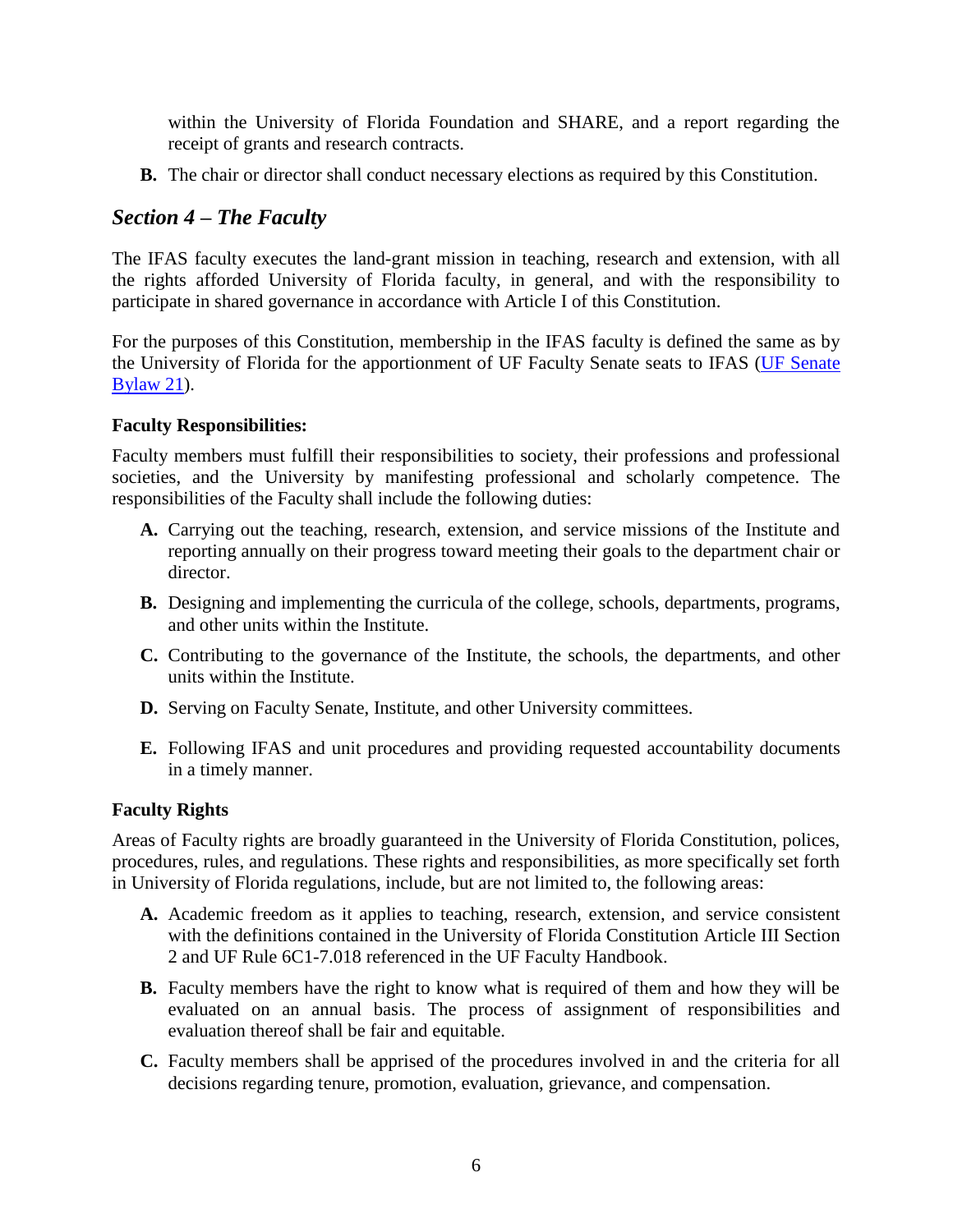within the University of Florida Foundation and SHARE, and a report regarding the receipt of grants and research contracts.

**B.** The chair or director shall conduct necessary elections as required by this Constitution.

## *Section 4 – The Faculty*

The IFAS faculty executes the land-grant mission in teaching, research and extension, with all the rights afforded University of Florida faculty, in general, and with the responsibility to participate in shared governance in accordance with Article I of this Constitution.

For the purposes of this Constitution, membership in the IFAS faculty is defined the same as by the University of Florida for the apportionment of UF Faculty Senate seats to IFAS ([UF Senate Bylaw 21](#)).

**Faculty Responsibilities:**

Faculty members must fulfill their responsibilities to society, their professions and professional societies, and the University by manifesting professional and scholarly competence. The responsibilities of the Faculty shall include the following duties:

**A.** Carrying out the teaching, research, extension, and service missions of the Institute and reporting annually on their progress toward meeting their goals to the department chair or director.

**B.** Designing and implementing the curricula of the college, schools, departments, programs, and other units within the Institute.

**C.** Contributing to the governance of the Institute, the schools, the departments, and other units within the Institute.

**D.** Serving on Faculty Senate, Institute, and other University committees.

**E.** Following IFAS and unit procedures and providing requested accountability documents in a timely manner.

**Faculty Rights**

Areas of Faculty rights are broadly guaranteed in the University of Florida Constitution, polices, procedures, rules, and regulations. These rights and responsibilities, as more specifically set forth in University of Florida regulations, include, but are not limited to, the following areas:

**A.** Academic freedom as it applies to teaching, research, extension, and service consistent with the definitions contained in the University of Florida Constitution Article III Section 2 and UF Rule 6C1-7.018 referenced in the UF Faculty Handbook.

**B.** Faculty members have the right to know what is required of them and how they will be evaluated on an annual basis. The process of assignment of responsibilities and evaluation thereof shall be fair and equitable.

**C.** Faculty members shall be apprised of the procedures involved in and the criteria for all decisions regarding tenure, promotion, evaluation, grievance, and compensation.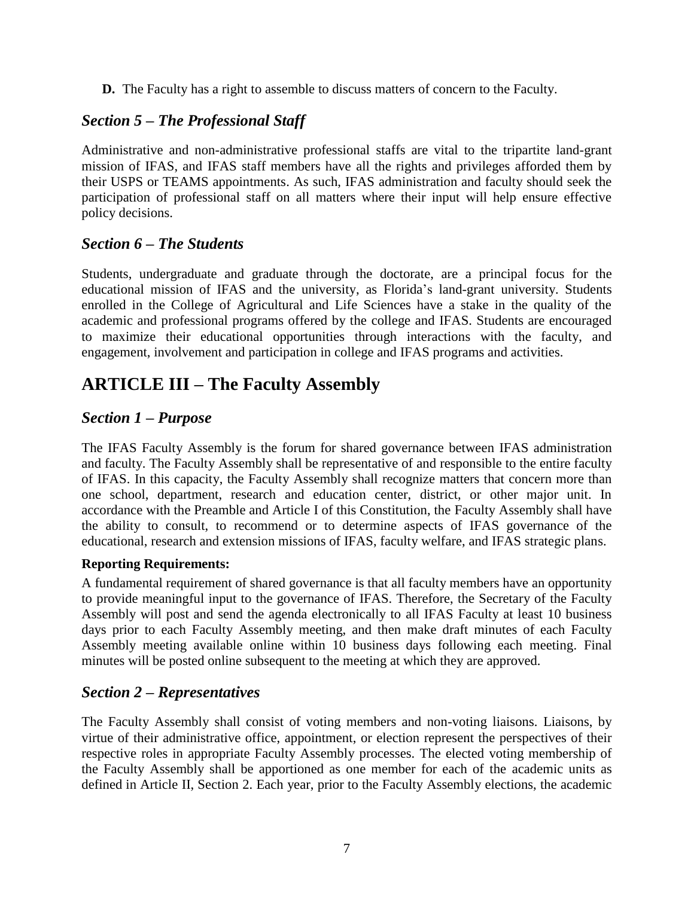**D.** The Faculty has a right to assemble to discuss matters of concern to the Faculty.

## *Section 5 – The Professional Staff*

Administrative and non-administrative professional staffs are vital to the tripartite land-grant mission of IFAS, and IFAS staff members have all the rights and privileges afforded them by their USPS or TEAMS appointments. As such, IFAS administration and faculty should seek the participation of professional staff on all matters where their input will help ensure effective policy decisions.

## *Section 6 – The Students*

Students, undergraduate and graduate through the doctorate, are a principal focus for the educational mission of IFAS and the university, as Florida's land-grant university. Students enrolled in the College of Agricultural and Life Sciences have a stake in the quality of the academic and professional programs offered by the college and IFAS. Students are encouraged to maximize their educational opportunities through interactions with the faculty, and engagement, involvement and participation in college and IFAS programs and activities.

# ARTICLE III – The Faculty Assembly

## *Section 1 – Purpose*

The IFAS Faculty Assembly is the forum for shared governance between IFAS administration and faculty. The Faculty Assembly shall be representative of and responsible to the entire faculty of IFAS. In this capacity, the Faculty Assembly shall recognize matters that concern more than one school, department, research and education center, district, or other major unit. In accordance with the Preamble and Article I of this Constitution, the Faculty Assembly shall have the ability to consult, to recommend or to determine aspects of IFAS governance of the educational, research and extension missions of IFAS, faculty welfare, and IFAS strategic plans.

**Reporting Requirements:**

A fundamental requirement of shared governance is that all faculty members have an opportunity to provide meaningful input to the governance of IFAS. Therefore, the Secretary of the Faculty Assembly will post and send the agenda electronically to all IFAS Faculty at least 10 business days prior to each Faculty Assembly meeting, and then make draft minutes of each Faculty Assembly meeting available online within 10 business days following each meeting. Final minutes will be posted online subsequent to the meeting at which they are approved.

## *Section 2 – Representatives*

The Faculty Assembly shall consist of voting members and non-voting liaisons. Liaisons, by virtue of their administrative office, appointment, or election represent the perspectives of their respective roles in appropriate Faculty Assembly processes. The elected voting membership of the Faculty Assembly shall be apportioned as one member for each of the academic units as defined in Article II, Section 2. Each year, prior to the Faculty Assembly elections, the academic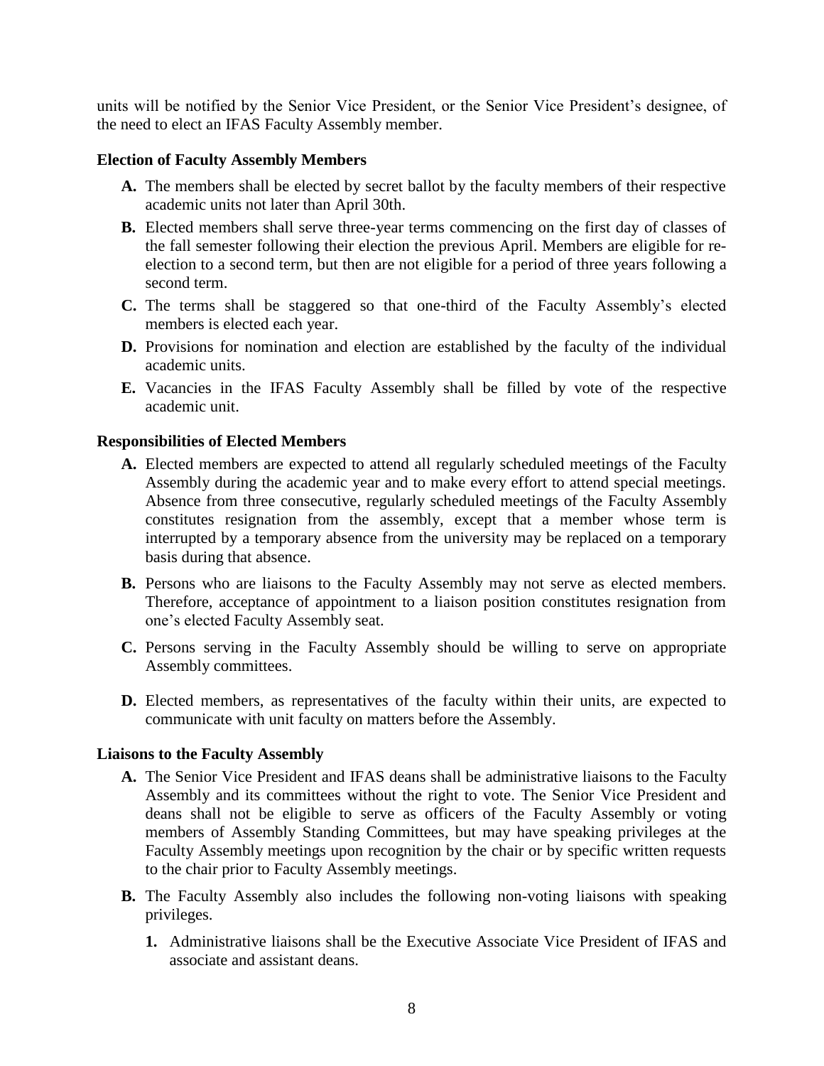units will be notified by the Senior Vice President, or the Senior Vice President's designee, of the need to elect an IFAS Faculty Assembly member.

### Election of Faculty Assembly Members

- **A.** The members shall be elected by secret ballot by the faculty members of their respective academic units not later than April 30th.
- **B.** Elected members shall serve three-year terms commencing on the first day of classes of the fall semester following their election the previous April. Members are eligible for re-election to a second term, but then are not eligible for a period of three years following a second term.
- **C.** The terms shall be staggered so that one-third of the Faculty Assembly's elected members is elected each year.
- **D.** Provisions for nomination and election are established by the faculty of the individual academic units.
- **E.** Vacancies in the IFAS Faculty Assembly shall be filled by vote of the respective academic unit.

### Responsibilities of Elected Members

- **A.** Elected members are expected to attend all regularly scheduled meetings of the Faculty Assembly during the academic year and to make every effort to attend special meetings. Absence from three consecutive, regularly scheduled meetings of the Faculty Assembly constitutes resignation from the assembly, except that a member whose term is interrupted by a temporary absence from the university may be replaced on a temporary basis during that absence.
- **B.** Persons who are liaisons to the Faculty Assembly may not serve as elected members. Therefore, acceptance of appointment to a liaison position constitutes resignation from one's elected Faculty Assembly seat.
- **C.** Persons serving in the Faculty Assembly should be willing to serve on appropriate Assembly committees.
- **D.** Elected members, as representatives of the faculty within their units, are expected to communicate with unit faculty on matters before the Assembly.

### Liaisons to the Faculty Assembly

- **A.** The Senior Vice President and IFAS deans shall be administrative liaisons to the Faculty Assembly and its committees without the right to vote. The Senior Vice President and deans shall not be eligible to serve as officers of the Faculty Assembly or voting members of Assembly Standing Committees, but may have speaking privileges at the Faculty Assembly meetings upon recognition by the chair or by specific written requests to the chair prior to Faculty Assembly meetings.
- **B.** The Faculty Assembly also includes the following non-voting liaisons with speaking privileges.
  1. Administrative liaisons shall be the Executive Associate Vice President of IFAS and associate and assistant deans.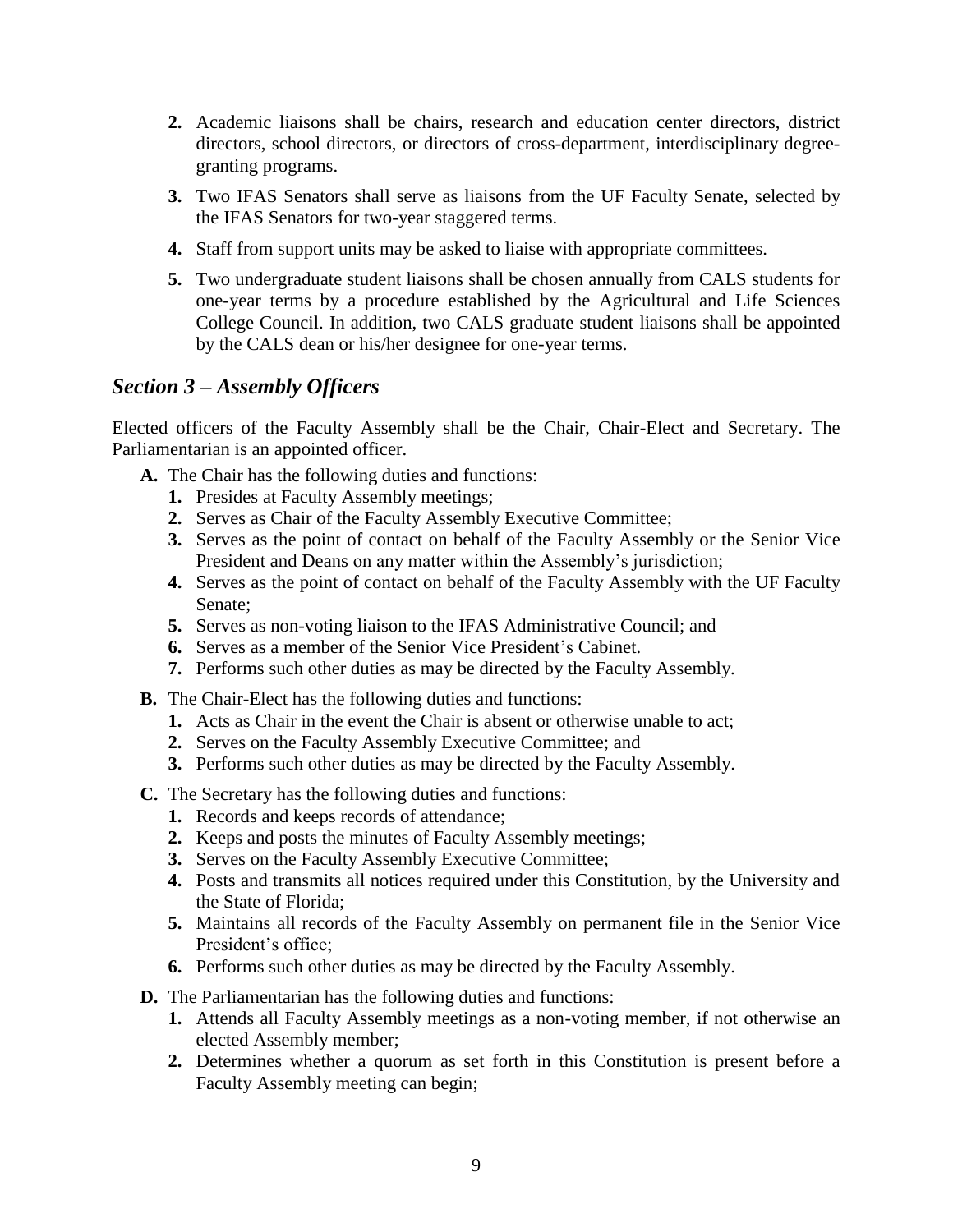2. Academic liaisons shall be chairs, research and education center directors, district directors, school directors, or directors of cross-department, interdisciplinary degree-granting programs.
3. Two IFAS Senators shall serve as liaisons from the UF Faculty Senate, selected by the IFAS Senators for two-year staggered terms.
4. Staff from support units may be asked to liaise with appropriate committees.
5. Two undergraduate student liaisons shall be chosen annually from CALS students for one-year terms by a procedure established by the Agricultural and Life Sciences College Council. In addition, two CALS graduate student liaisons shall be appointed by the CALS dean or his/her designee for one-year terms.

## *Section 3 – Assembly Officers*

Elected officers of the Faculty Assembly shall be the Chair, Chair-Elect and Secretary. The Parliamentarian is an appointed officer.

**A.** The Chair has the following duties and functions:

1. Presides at Faculty Assembly meetings;
2. Serves as Chair of the Faculty Assembly Executive Committee;
3. Serves as the point of contact on behalf of the Faculty Assembly or the Senior Vice President and Deans on any matter within the Assembly's jurisdiction;
4. Serves as the point of contact on behalf of the Faculty Assembly with the UF Faculty Senate;
5. Serves as non-voting liaison to the IFAS Administrative Council; and
6. Serves as a member of the Senior Vice President's Cabinet.
7. Performs such other duties as may be directed by the Faculty Assembly.

**B.** The Chair-Elect has the following duties and functions:

1. Acts as Chair in the event the Chair is absent or otherwise unable to act;
2. Serves on the Faculty Assembly Executive Committee; and
3. Performs such other duties as may be directed by the Faculty Assembly.

**C.** The Secretary has the following duties and functions:

1. Records and keeps records of attendance;
2. Keeps and posts the minutes of Faculty Assembly meetings;
3. Serves on the Faculty Assembly Executive Committee;
4. Posts and transmits all notices required under this Constitution, by the University and the State of Florida;
5. Maintains all records of the Faculty Assembly on permanent file in the Senior Vice President's office;
6. Performs such other duties as may be directed by the Faculty Assembly.

**D.** The Parliamentarian has the following duties and functions:

1. Attends all Faculty Assembly meetings as a non-voting member, if not otherwise an elected Assembly member;
2. Determines whether a quorum as set forth in this Constitution is present before a Faculty Assembly meeting can begin;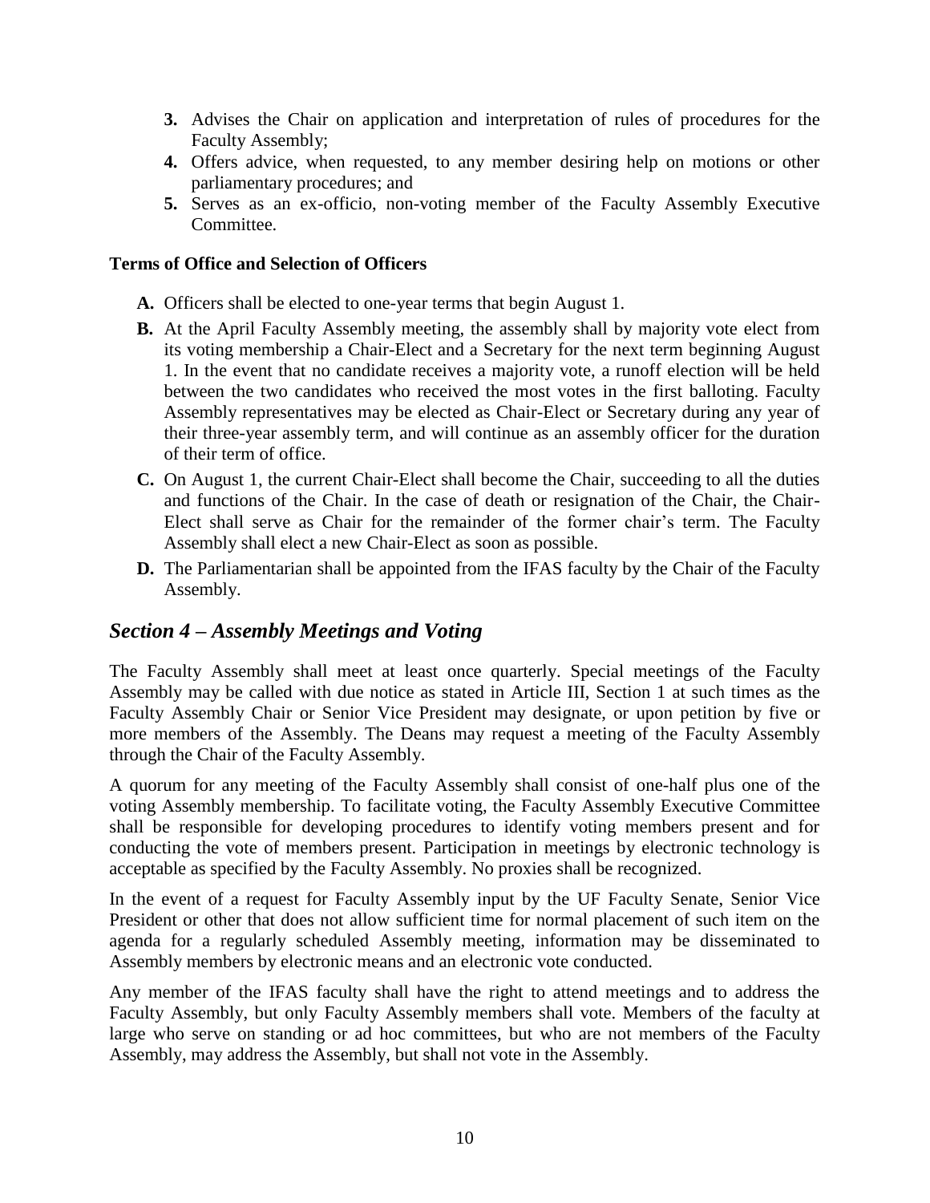3. Advises the Chair on application and interpretation of rules of procedures for the Faculty Assembly;
4. Offers advice, when requested, to any member desiring help on motions or other parliamentary procedures; and
5. Serves as an ex-officio, non-voting member of the Faculty Assembly Executive Committee.

**Terms of Office and Selection of Officers**

- **A.** Officers shall be elected to one-year terms that begin August 1.
- **B.** At the April Faculty Assembly meeting, the assembly shall by majority vote elect from its voting membership a Chair-Elect and a Secretary for the next term beginning August 1. In the event that no candidate receives a majority vote, a runoff election will be held between the two candidates who received the most votes in the first balloting. Faculty Assembly representatives may be elected as Chair-Elect or Secretary during any year of their three-year assembly term, and will continue as an assembly officer for the duration of their term of office.
- **C.** On August 1, the current Chair-Elect shall become the Chair, succeeding to all the duties and functions of the Chair. In the case of death or resignation of the Chair, the Chair-Elect shall serve as Chair for the remainder of the former chair's term. The Faculty Assembly shall elect a new Chair-Elect as soon as possible.
- **D.** The Parliamentarian shall be appointed from the IFAS faculty by the Chair of the Faculty Assembly.

## *Section 4 – Assembly Meetings and Voting*

The Faculty Assembly shall meet at least once quarterly. Special meetings of the Faculty Assembly may be called with due notice as stated in Article III, Section 1 at such times as the Faculty Assembly Chair or Senior Vice President may designate, or upon petition by five or more members of the Assembly. The Deans may request a meeting of the Faculty Assembly through the Chair of the Faculty Assembly.

A quorum for any meeting of the Faculty Assembly shall consist of one-half plus one of the voting Assembly membership. To facilitate voting, the Faculty Assembly Executive Committee shall be responsible for developing procedures to identify voting members present and for conducting the vote of members present. Participation in meetings by electronic technology is acceptable as specified by the Faculty Assembly. No proxies shall be recognized.

In the event of a request for Faculty Assembly input by the UF Faculty Senate, Senior Vice President or other that does not allow sufficient time for normal placement of such item on the agenda for a regularly scheduled Assembly meeting, information may be disseminated to Assembly members by electronic means and an electronic vote conducted.

Any member of the IFAS faculty shall have the right to attend meetings and to address the Faculty Assembly, but only Faculty Assembly members shall vote. Members of the faculty at large who serve on standing or ad hoc committees, but who are not members of the Faculty Assembly, may address the Assembly, but shall not vote in the Assembly.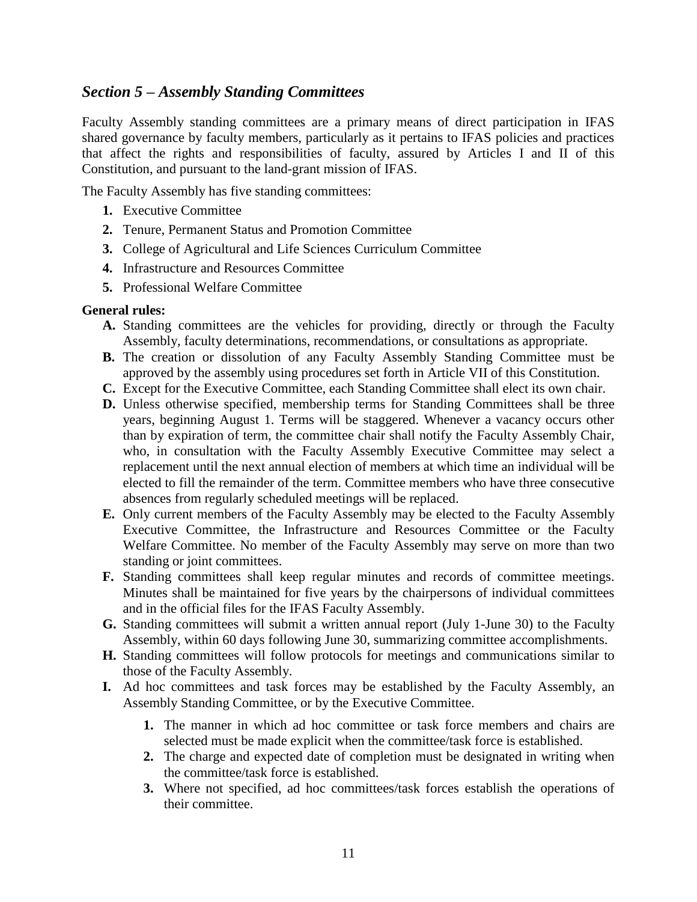## *Section 5 – Assembly Standing Committees*

Faculty Assembly standing committees are a primary means of direct participation in IFAS shared governance by faculty members, particularly as it pertains to IFAS policies and practices that affect the rights and responsibilities of faculty, assured by Articles I and II of this Constitution, and pursuant to the land-grant mission of IFAS.

The Faculty Assembly has five standing committees:

1. Executive Committee
2. Tenure, Permanent Status and Promotion Committee
3. College of Agricultural and Life Sciences Curriculum Committee
4. Infrastructure and Resources Committee
5. Professional Welfare Committee

**General rules:**

- **A.** Standing committees are the vehicles for providing, directly or through the Faculty Assembly, faculty determinations, recommendations, or consultations as appropriate.
- **B.** The creation or dissolution of any Faculty Assembly Standing Committee must be approved by the assembly using procedures set forth in Article VII of this Constitution.
- **C.** Except for the Executive Committee, each Standing Committee shall elect its own chair.
- **D.** Unless otherwise specified, membership terms for Standing Committees shall be three years, beginning August 1. Terms will be staggered. Whenever a vacancy occurs other than by expiration of term, the committee chair shall notify the Faculty Assembly Chair, who, in consultation with the Faculty Assembly Executive Committee may select a replacement until the next annual election of members at which time an individual will be elected to fill the remainder of the term. Committee members who have three consecutive absences from regularly scheduled meetings will be replaced.
- **E.** Only current members of the Faculty Assembly may be elected to the Faculty Assembly Executive Committee, the Infrastructure and Resources Committee or the Faculty Welfare Committee. No member of the Faculty Assembly may serve on more than two standing or joint committees.
- **F.** Standing committees shall keep regular minutes and records of committee meetings. Minutes shall be maintained for five years by the chairpersons of individual committees and in the official files for the IFAS Faculty Assembly.
- **G.** Standing committees will submit a written annual report (July 1-June 30) to the Faculty Assembly, within 60 days following June 30, summarizing committee accomplishments.
- **H.** Standing committees will follow protocols for meetings and communications similar to those of the Faculty Assembly.
- **I.** Ad hoc committees and task forces may be established by the Faculty Assembly, an Assembly Standing Committee, or by the Executive Committee.
  1. The manner in which ad hoc committee or task force members and chairs are selected must be made explicit when the committee/task force is established.
  2. The charge and expected date of completion must be designated in writing when the committee/task force is established.
  3. Where not specified, ad hoc committees/task forces establish the operations of their committee.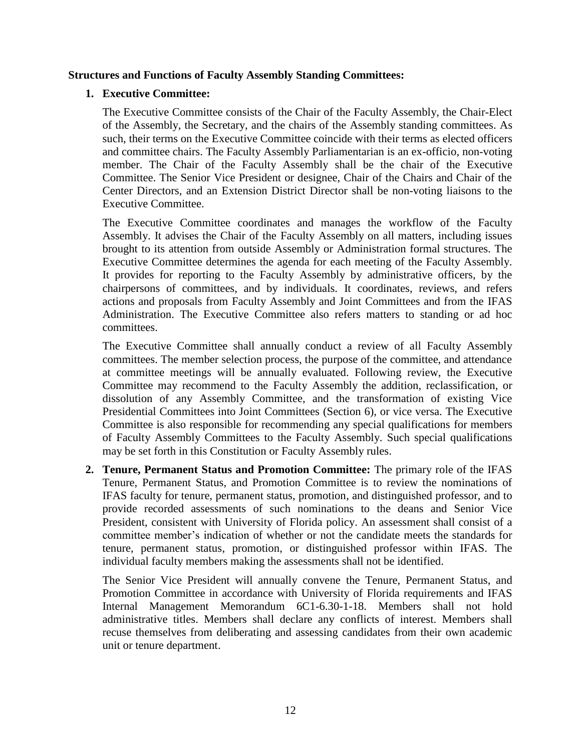**Structures and Functions of Faculty Assembly Standing Committees:**

1. **Executive Committee:**

   The Executive Committee consists of the Chair of the Faculty Assembly, the Chair-Elect of the Assembly, the Secretary, and the chairs of the Assembly standing committees. As such, their terms on the Executive Committee coincide with their terms as elected officers and committee chairs. The Faculty Assembly Parliamentarian is an ex-officio, non-voting member. The Chair of the Faculty Assembly shall be the chair of the Executive Committee. The Senior Vice President or designee, Chair of the Chairs and Chair of the Center Directors, and an Extension District Director shall be non-voting liaisons to the Executive Committee.

   The Executive Committee coordinates and manages the workflow of the Faculty Assembly. It advises the Chair of the Faculty Assembly on all matters, including issues brought to its attention from outside Assembly or Administration formal structures. The Executive Committee determines the agenda for each meeting of the Faculty Assembly. It provides for reporting to the Faculty Assembly by administrative officers, by the chairpersons of committees, and by individuals. It coordinates, reviews, and refers actions and proposals from Faculty Assembly and Joint Committees and from the IFAS Administration. The Executive Committee also refers matters to standing or ad hoc committees.

   The Executive Committee shall annually conduct a review of all Faculty Assembly committees. The member selection process, the purpose of the committee, and attendance at committee meetings will be annually evaluated. Following review, the Executive Committee may recommend to the Faculty Assembly the addition, reclassification, or dissolution of any Assembly Committee, and the transformation of existing Vice Presidential Committees into Joint Committees (Section 6), or vice versa. The Executive Committee is also responsible for recommending any special qualifications for members of Faculty Assembly Committees to the Faculty Assembly. Such special qualifications may be set forth in this Constitution or Faculty Assembly rules.

2. **Tenure, Permanent Status and Promotion Committee:** The primary role of the IFAS Tenure, Permanent Status, and Promotion Committee is to review the nominations of IFAS faculty for tenure, permanent status, promotion, and distinguished professor, and to provide recorded assessments of such nominations to the deans and Senior Vice President, consistent with University of Florida policy. An assessment shall consist of a committee member's indication of whether or not the candidate meets the standards for tenure, permanent status, promotion, or distinguished professor within IFAS. The individual faculty members making the assessments shall not be identified.

   The Senior Vice President will annually convene the Tenure, Permanent Status, and Promotion Committee in accordance with University of Florida requirements and IFAS Internal Management Memorandum 6C1-6.30-1-18. Members shall not hold administrative titles. Members shall declare any conflicts of interest. Members shall recuse themselves from deliberating and assessing candidates from their own academic unit or tenure department.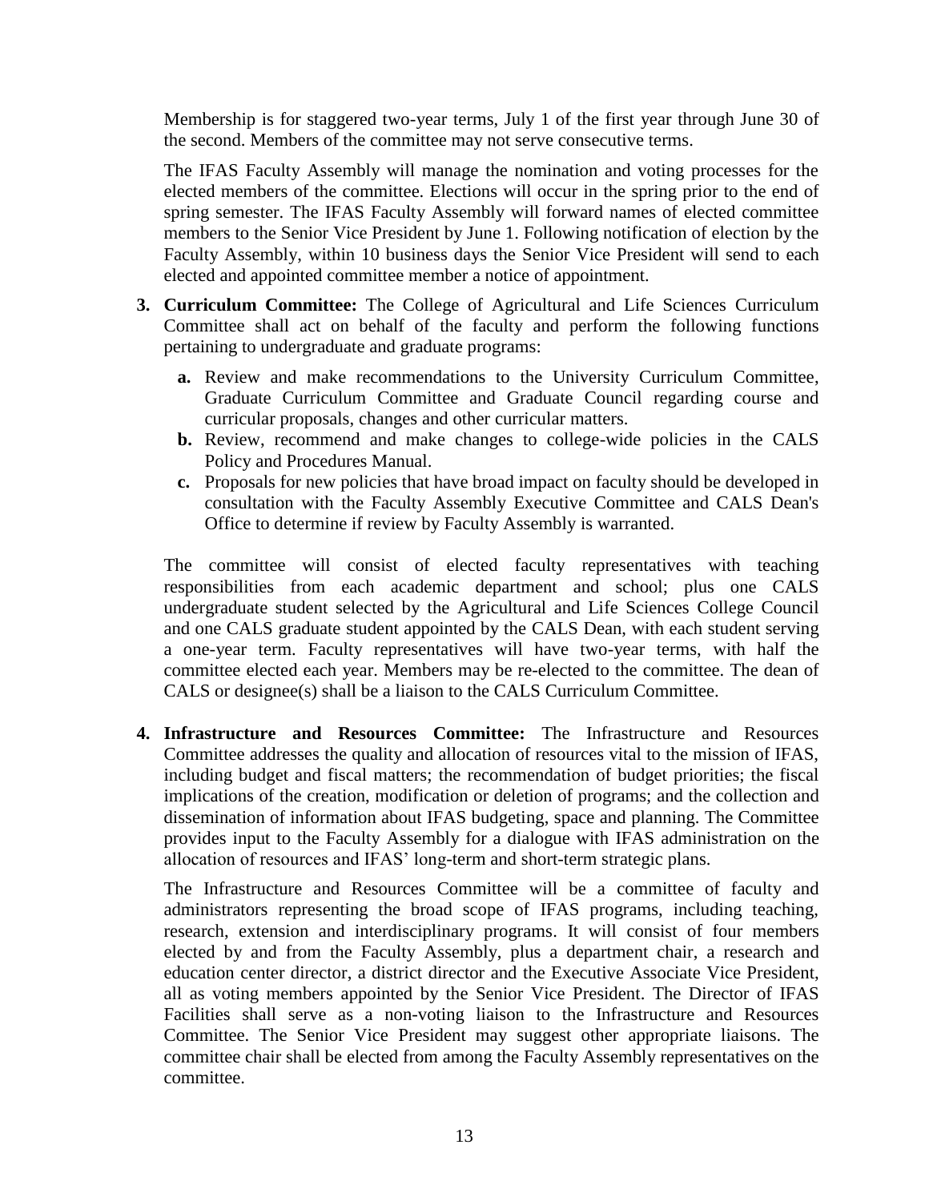Membership is for staggered two-year terms, July 1 of the first year through June 30 of the second. Members of the committee may not serve consecutive terms.

The IFAS Faculty Assembly will manage the nomination and voting processes for the elected members of the committee. Elections will occur in the spring prior to the end of spring semester. The IFAS Faculty Assembly will forward names of elected committee members to the Senior Vice President by June 1. Following notification of election by the Faculty Assembly, within 10 business days the Senior Vice President will send to each elected and appointed committee member a notice of appointment.

3. **Curriculum Committee:** The College of Agricultural and Life Sciences Curriculum Committee shall act on behalf of the faculty and perform the following functions pertaining to undergraduate and graduate programs:

   a. Review and make recommendations to the University Curriculum Committee, Graduate Curriculum Committee and Graduate Council regarding course and curricular proposals, changes and other curricular matters.
   b. Review, recommend and make changes to college-wide policies in the CALS Policy and Procedures Manual.
   c. Proposals for new policies that have broad impact on faculty should be developed in consultation with the Faculty Assembly Executive Committee and CALS Dean's Office to determine if review by Faculty Assembly is warranted.

   The committee will consist of elected faculty representatives with teaching responsibilities from each academic department and school; plus one CALS undergraduate student selected by the Agricultural and Life Sciences College Council and one CALS graduate student appointed by the CALS Dean, with each student serving a one-year term. Faculty representatives will have two-year terms, with half the committee elected each year. Members may be re-elected to the committee. The dean of CALS or designee(s) shall be a liaison to the CALS Curriculum Committee.

4. **Infrastructure and Resources Committee:** The Infrastructure and Resources Committee addresses the quality and allocation of resources vital to the mission of IFAS, including budget and fiscal matters; the recommendation of budget priorities; the fiscal implications of the creation, modification or deletion of programs; and the collection and dissemination of information about IFAS budgeting, space and planning. The Committee provides input to the Faculty Assembly for a dialogue with IFAS administration on the allocation of resources and IFAS' long-term and short-term strategic plans.

   The Infrastructure and Resources Committee will be a committee of faculty and administrators representing the broad scope of IFAS programs, including teaching, research, extension and interdisciplinary programs. It will consist of four members elected by and from the Faculty Assembly, plus a department chair, a research and education center director, a district director and the Executive Associate Vice President, all as voting members appointed by the Senior Vice President. The Director of IFAS Facilities shall serve as a non-voting liaison to the Infrastructure and Resources Committee. The Senior Vice President may suggest other appropriate liaisons. The committee chair shall be elected from among the Faculty Assembly representatives on the committee.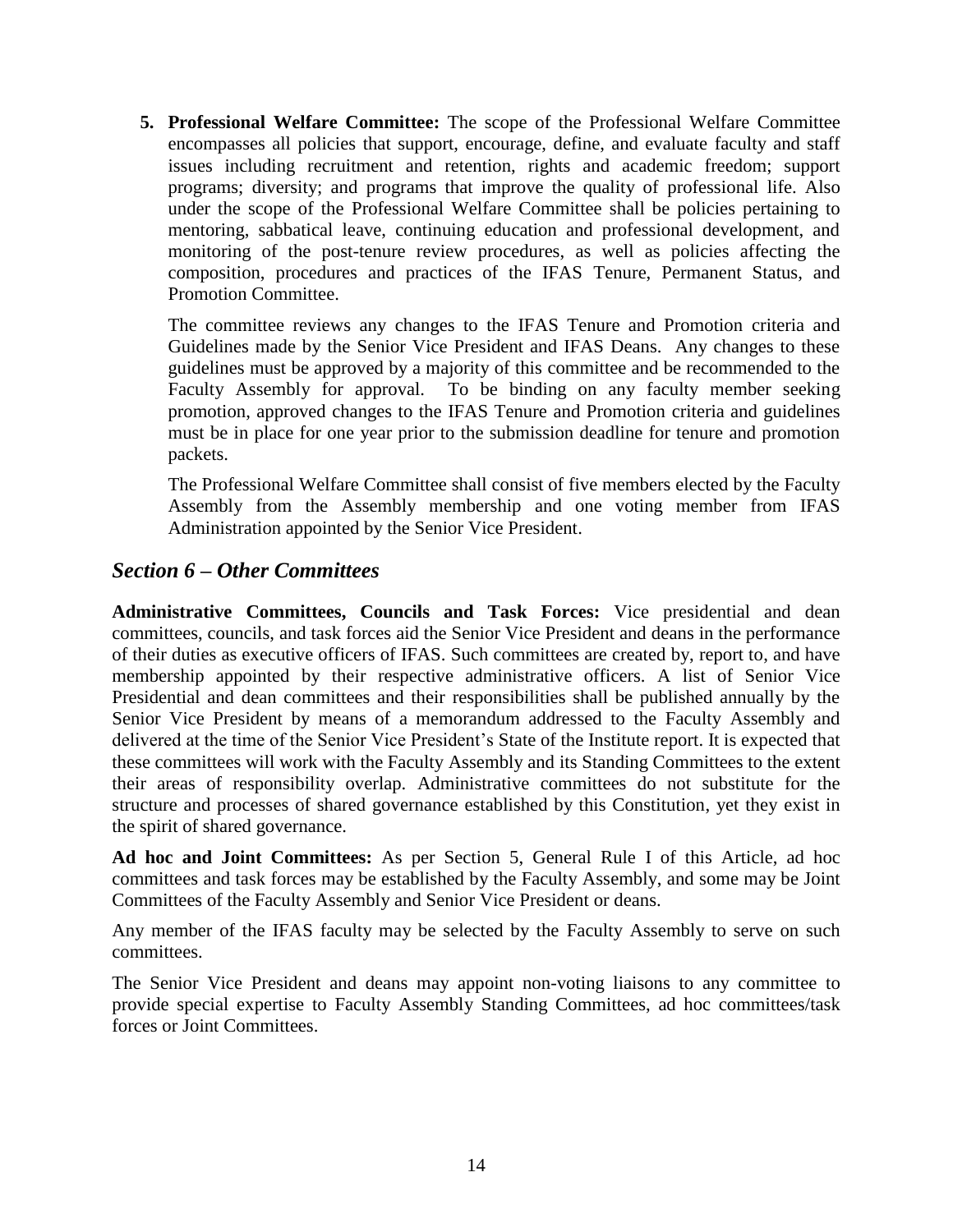5. **Professional Welfare Committee:** The scope of the Professional Welfare Committee encompasses all policies that support, encourage, define, and evaluate faculty and staff issues including recruitment and retention, rights and academic freedom; support programs; diversity; and programs that improve the quality of professional life. Also under the scope of the Professional Welfare Committee shall be policies pertaining to mentoring, sabbatical leave, continuing education and professional development, and monitoring of the post-tenure review procedures, as well as policies affecting the composition, procedures and practices of the IFAS Tenure, Permanent Status, and Promotion Committee.

   The committee reviews any changes to the IFAS Tenure and Promotion criteria and Guidelines made by the Senior Vice President and IFAS Deans. Any changes to these guidelines must be approved by a majority of this committee and be recommended to the Faculty Assembly for approval. To be binding on any faculty member seeking promotion, approved changes to the IFAS Tenure and Promotion criteria and guidelines must be in place for one year prior to the submission deadline for tenure and promotion packets.

   The Professional Welfare Committee shall consist of five members elected by the Faculty Assembly from the Assembly membership and one voting member from IFAS Administration appointed by the Senior Vice President.

## *Section 6 – Other Committees*

**Administrative Committees, Councils and Task Forces:** Vice presidential and dean committees, councils, and task forces aid the Senior Vice President and deans in the performance of their duties as executive officers of IFAS. Such committees are created by, report to, and have membership appointed by their respective administrative officers. A list of Senior Vice Presidential and dean committees and their responsibilities shall be published annually by the Senior Vice President by means of a memorandum addressed to the Faculty Assembly and delivered at the time of the Senior Vice President's State of the Institute report. It is expected that these committees will work with the Faculty Assembly and its Standing Committees to the extent their areas of responsibility overlap. Administrative committees do not substitute for the structure and processes of shared governance established by this Constitution, yet they exist in the spirit of shared governance.

**Ad hoc and Joint Committees:** As per Section 5, General Rule I of this Article, ad hoc committees and task forces may be established by the Faculty Assembly, and some may be Joint Committees of the Faculty Assembly and Senior Vice President or deans.

Any member of the IFAS faculty may be selected by the Faculty Assembly to serve on such committees.

The Senior Vice President and deans may appoint non-voting liaisons to any committee to provide special expertise to Faculty Assembly Standing Committees, ad hoc committees/task forces or Joint Committees.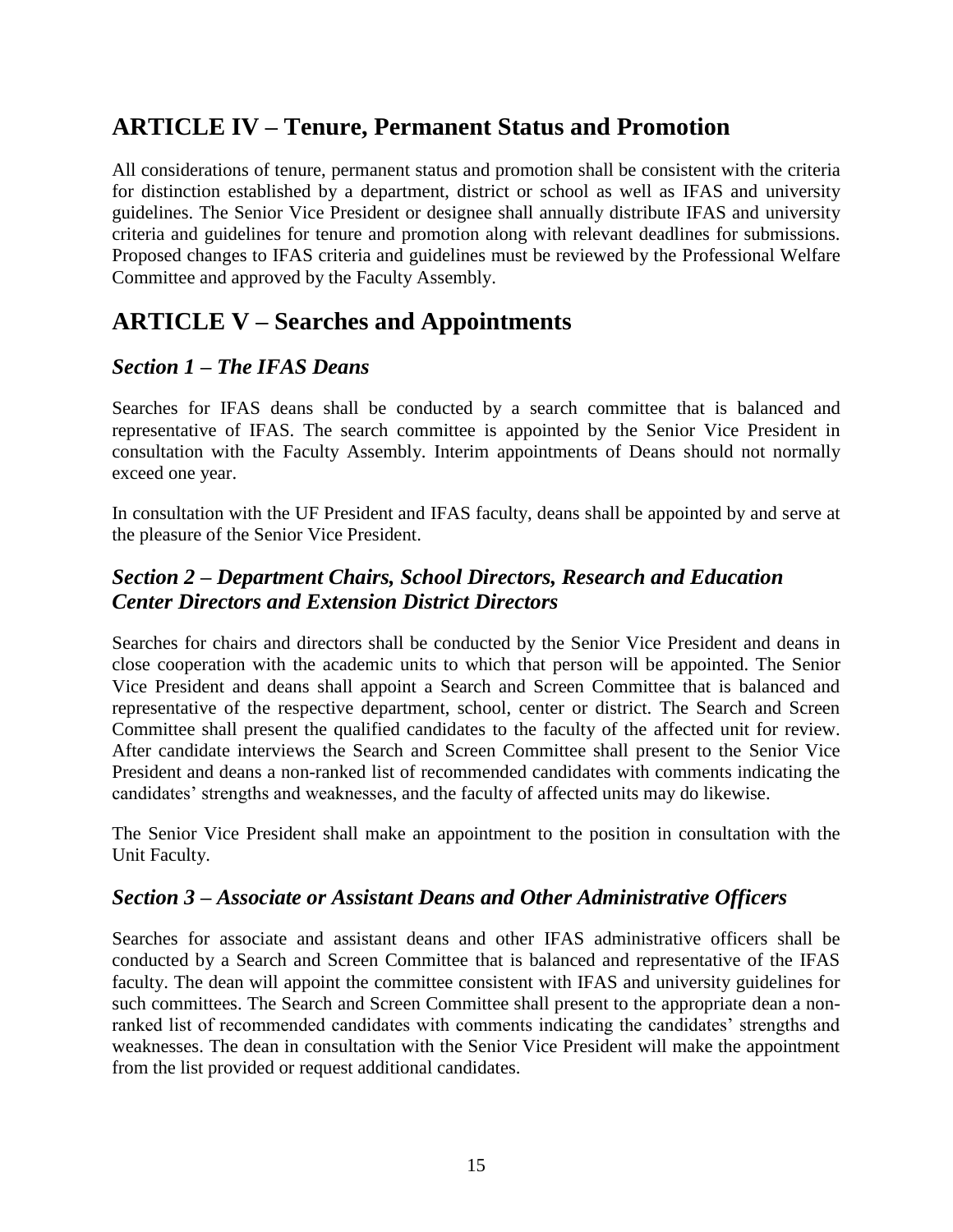## ARTICLE IV – Tenure, Permanent Status and Promotion

All considerations of tenure, permanent status and promotion shall be consistent with the criteria for distinction established by a department, district or school as well as IFAS and university guidelines. The Senior Vice President or designee shall annually distribute IFAS and university criteria and guidelines for tenure and promotion along with relevant deadlines for submissions. Proposed changes to IFAS criteria and guidelines must be reviewed by the Professional Welfare Committee and approved by the Faculty Assembly.

## ARTICLE V – Searches and Appointments

### *Section 1 – The IFAS Deans*

Searches for IFAS deans shall be conducted by a search committee that is balanced and representative of IFAS. The search committee is appointed by the Senior Vice President in consultation with the Faculty Assembly. Interim appointments of Deans should not normally exceed one year.

In consultation with the UF President and IFAS faculty, deans shall be appointed by and serve at the pleasure of the Senior Vice President.

### *Section 2 – Department Chairs, School Directors, Research and Education Center Directors and Extension District Directors*

Searches for chairs and directors shall be conducted by the Senior Vice President and deans in close cooperation with the academic units to which that person will be appointed. The Senior Vice President and deans shall appoint a Search and Screen Committee that is balanced and representative of the respective department, school, center or district. The Search and Screen Committee shall present the qualified candidates to the faculty of the affected unit for review. After candidate interviews the Search and Screen Committee shall present to the Senior Vice President and deans a non-ranked list of recommended candidates with comments indicating the candidates' strengths and weaknesses, and the faculty of affected units may do likewise.

The Senior Vice President shall make an appointment to the position in consultation with the Unit Faculty.

### *Section 3 – Associate or Assistant Deans and Other Administrative Officers*

Searches for associate and assistant deans and other IFAS administrative officers shall be conducted by a Search and Screen Committee that is balanced and representative of the IFAS faculty. The dean will appoint the committee consistent with IFAS and university guidelines for such committees. The Search and Screen Committee shall present to the appropriate dean a non-ranked list of recommended candidates with comments indicating the candidates' strengths and weaknesses. The dean in consultation with the Senior Vice President will make the appointment from the list provided or request additional candidates.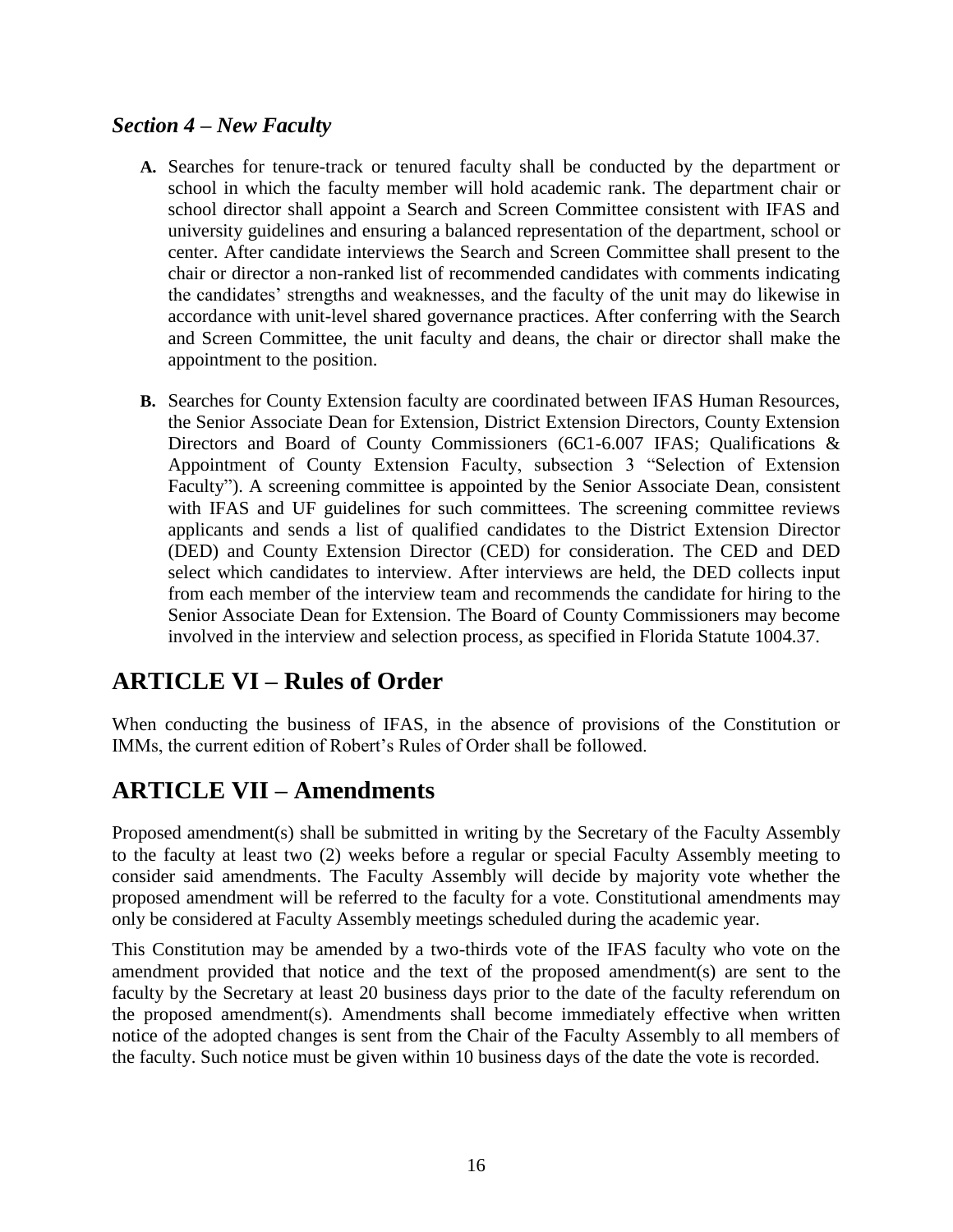### *Section 4 – New Faculty*

**A.** Searches for tenure-track or tenured faculty shall be conducted by the department or school in which the faculty member will hold academic rank. The department chair or school director shall appoint a Search and Screen Committee consistent with IFAS and university guidelines and ensuring a balanced representation of the department, school or center. After candidate interviews the Search and Screen Committee shall present to the chair or director a non-ranked list of recommended candidates with comments indicating the candidates' strengths and weaknesses, and the faculty of the unit may do likewise in accordance with unit-level shared governance practices. After conferring with the Search and Screen Committee, the unit faculty and deans, the chair or director shall make the appointment to the position.

**B.** Searches for County Extension faculty are coordinated between IFAS Human Resources, the Senior Associate Dean for Extension, District Extension Directors, County Extension Directors and Board of County Commissioners (6C1-6.007 IFAS; Qualifications & Appointment of County Extension Faculty, subsection 3 "Selection of Extension Faculty"). A screening committee is appointed by the Senior Associate Dean, consistent with IFAS and UF guidelines for such committees. The screening committee reviews applicants and sends a list of qualified candidates to the District Extension Director (DED) and County Extension Director (CED) for consideration. The CED and DED select which candidates to interview. After interviews are held, the DED collects input from each member of the interview team and recommends the candidate for hiring to the Senior Associate Dean for Extension. The Board of County Commissioners may become involved in the interview and selection process, as specified in Florida Statute 1004.37.

## ARTICLE VI – Rules of Order

When conducting the business of IFAS, in the absence of provisions of the Constitution or IMMs, the current edition of Robert's Rules of Order shall be followed.

## ARTICLE VII – Amendments

Proposed amendment(s) shall be submitted in writing by the Secretary of the Faculty Assembly to the faculty at least two (2) weeks before a regular or special Faculty Assembly meeting to consider said amendments. The Faculty Assembly will decide by majority vote whether the proposed amendment will be referred to the faculty for a vote. Constitutional amendments may only be considered at Faculty Assembly meetings scheduled during the academic year.

This Constitution may be amended by a two-thirds vote of the IFAS faculty who vote on the amendment provided that notice and the text of the proposed amendment(s) are sent to the faculty by the Secretary at least 20 business days prior to the date of the faculty referendum on the proposed amendment(s). Amendments shall become immediately effective when written notice of the adopted changes is sent from the Chair of the Faculty Assembly to all members of the faculty. Such notice must be given within 10 business days of the date the vote is recorded.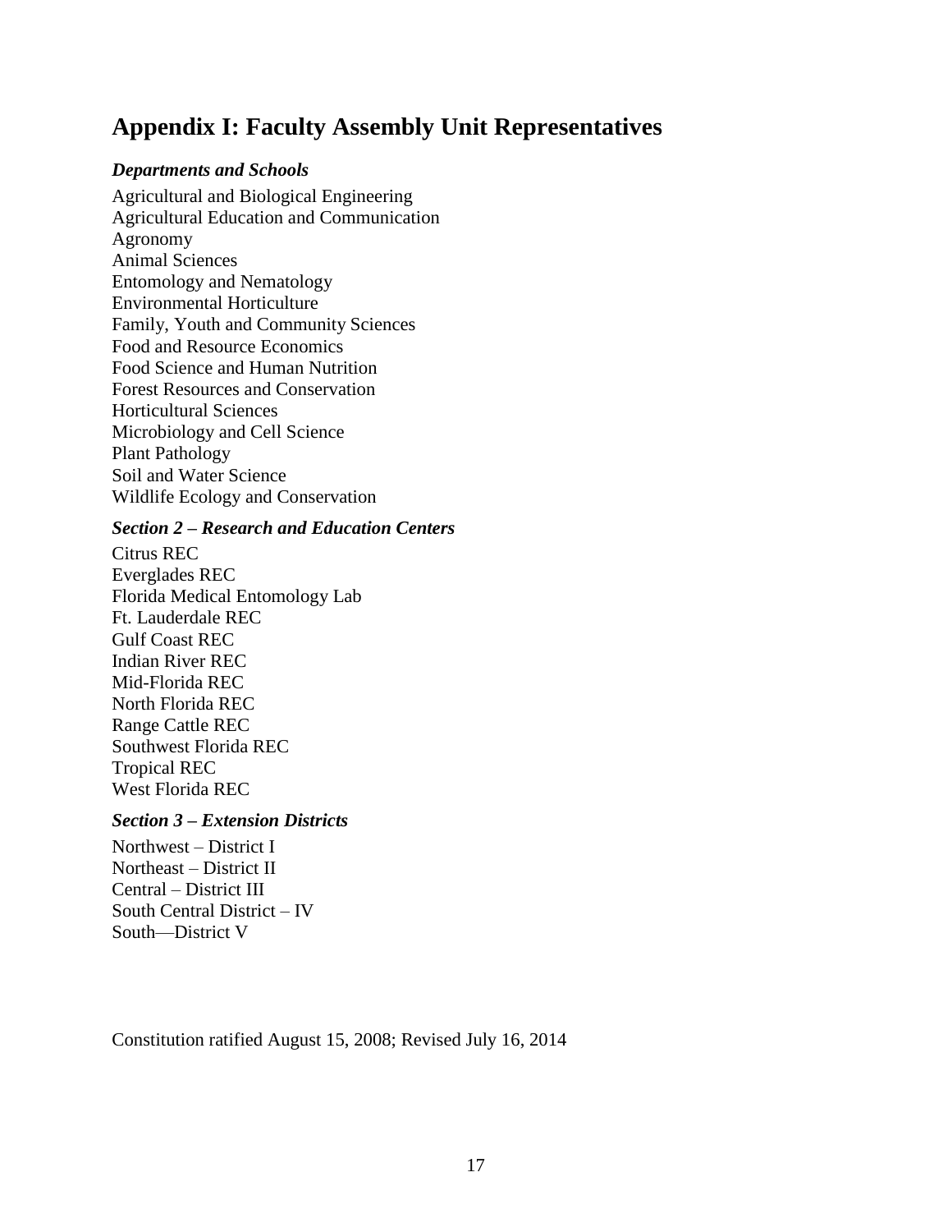# Appendix I: Faculty Assembly Unit Representatives

***Departments and Schools***

Agricultural and Biological Engineering
Agricultural Education and Communication
Agronomy
Animal Sciences
Entomology and Nematology
Environmental Horticulture
Family, Youth and Community Sciences
Food and Resource Economics
Food Science and Human Nutrition
Forest Resources and Conservation
Horticultural Sciences
Microbiology and Cell Science
Plant Pathology
Soil and Water Science
Wildlife Ecology and Conservation

***Section 2 – Research and Education Centers***

Citrus REC
Everglades REC
Florida Medical Entomology Lab
Ft. Lauderdale REC
Gulf Coast REC
Indian River REC
Mid-Florida REC
North Florida REC
Range Cattle REC
Southwest Florida REC
Tropical REC
West Florida REC

***Section 3 – Extension Districts***

Northwest – District I
Northeast – District II
Central – District III
South Central District – IV
South—District V

Constitution ratified August 15, 2008; Revised July 16, 2014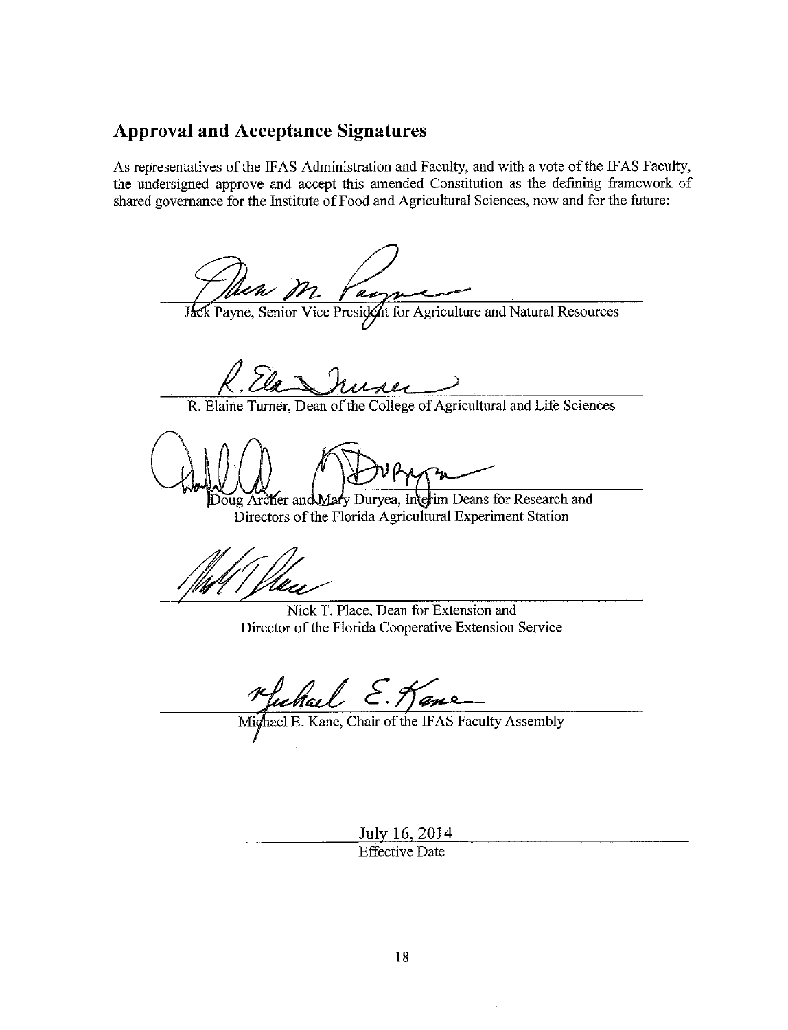## Approval and Acceptance Signatures

As representatives of the IFAS Administration and Faculty, and with a vote of the IFAS Faculty, the undersigned approve and accept this amended Constitution as the defining framework of shared governance for the Institute of Food and Agricultural Sciences, now and for the future:

Jack Payne, Senior Vice President for Agriculture and Natural Resources

R. Elaine Turner, Dean of the College of Agricultural and Life Sciences

Doug Archer and Mary Duryea, Interim Deans for Research and Directors of the Florida Agricultural Experiment Station

Nick T. Place, Dean for Extension and Director of the Florida Cooperative Extension Service

Michael E. Kane, Chair of the IFAS Faculty Assembly

July 16, 2014

Effective Date